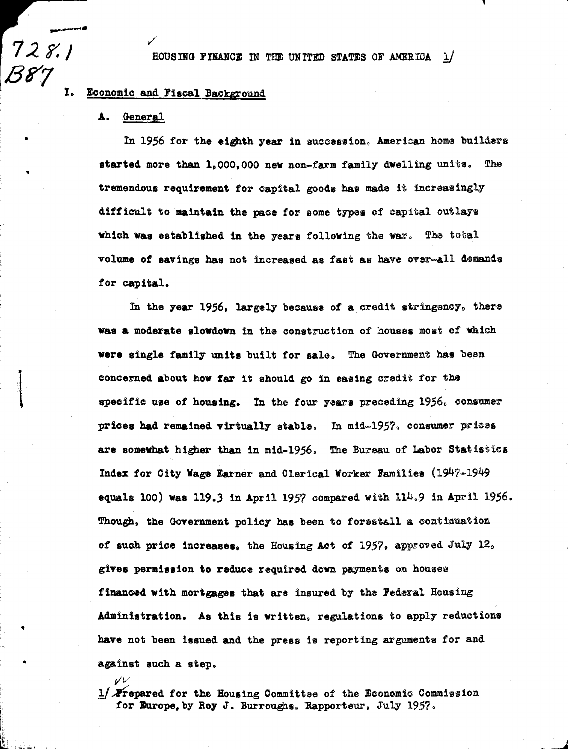# HOUSING FINANCE IN THE UNITED STATES OF AMERICA [1]

## I. Economic and Fiscal Background

### A. General

In 1956 for the eighth year in succession, American home builders started more than 1,000,000 new non-farm family dwelling units. The tremendous requirement for capital goods has made it increasingly difficult to maintain the pace for some types of capital outlays which was established in the years following the war. The total volume of savings has not increased as fast as have over-all demands for capital.

In the year 1956, largely because of a credit stringency, there was a moderate slowdown in the construction of houses most of which were single family units built for sale. The Government has been concerned about how far it should go in easing credit for the specific use of housing. In the four years preceding 1956, consumer prices had remained virtually stable. In mid-1957, consumer prices are somewhat higher than in mid-1956. The Bureau of Labor Statistics Index for City Wage Earner and Clerical Worker Families (1947-1949 equals 100) was 119.3 in April 1957 compared with 114.9 in April 1956. Though, the Government policy has been to forestall a continuation of such price increases, the Housing Act of 1957, approved July 12, gives permission to reduce required down payments on houses financed with mortgages that are insured by the Federal Housing Administration. As this is written, regulations to apply reductions have not been issued and the press is reporting arguments for and against such a step.

[1] Prepared for the Housing Committee of the Economic Commission for Europe, by Roy J. Burroughs, Rapporteur, July 1957.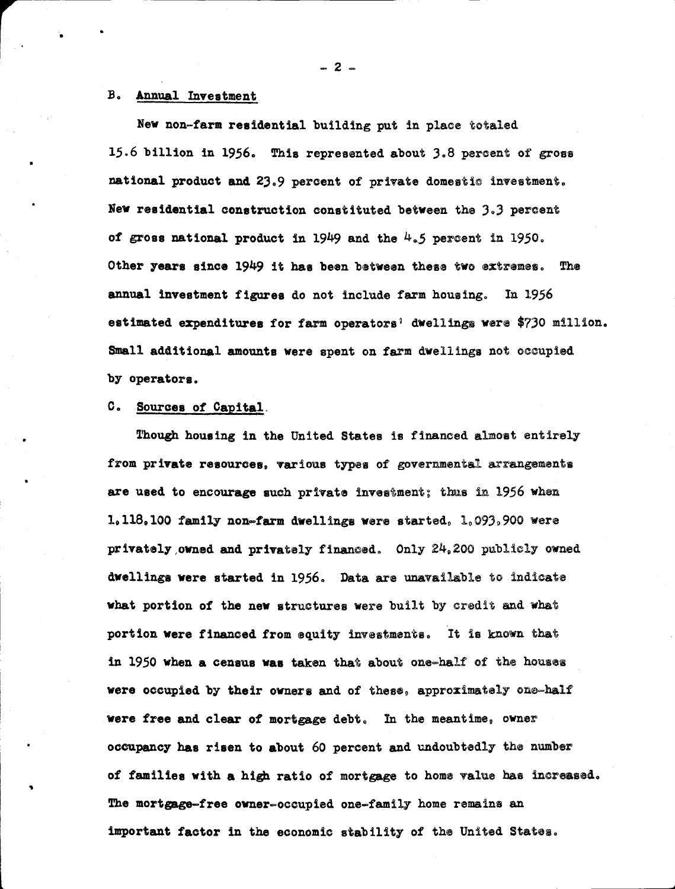### B. Annual Investment

New non-farm residential building put in place totaled 15.6 billion in 1956. This represented about 3.8 percent of gross national product and 23.9 percent of private domestic investment. New residential construction constituted between the 3.3 percent of gross national product in 1949 and the 4.5 percent in 1950. Other years since 1949 it has been between these two extremes. The annual investment figures do not include farm housing. In 1956 estimated expenditures for farm operators' dwellings were $730 million. Small additional amounts were spent on farm dwellings not occupied by operators.

### C. Sources of Capital.

Though housing in the United States is financed almost entirely from private resources, various types of governmental arrangements are used to encourage such private investment; thus in 1956 when 1,118,100 family non-farm dwellings were started, 1,093,900 were privately owned and privately financed. Only 24,200 publicly owned dwellings were started in 1956. Data are unavailable to indicate what portion of the new structures were built by credit and what portion were financed from equity investments. It is known that in 1950 when a census was taken that about one-half of the houses were occupied by their owners and of these, approximately one-half were free and clear of mortgage debt. In the meantime, owner occupancy has risen to about 60 percent and undoubtedly the number of families with a high ratio of mortgage to home value has increased. The mortgage-free owner-occupied one-family home remains an important factor in the economic stability of the United States.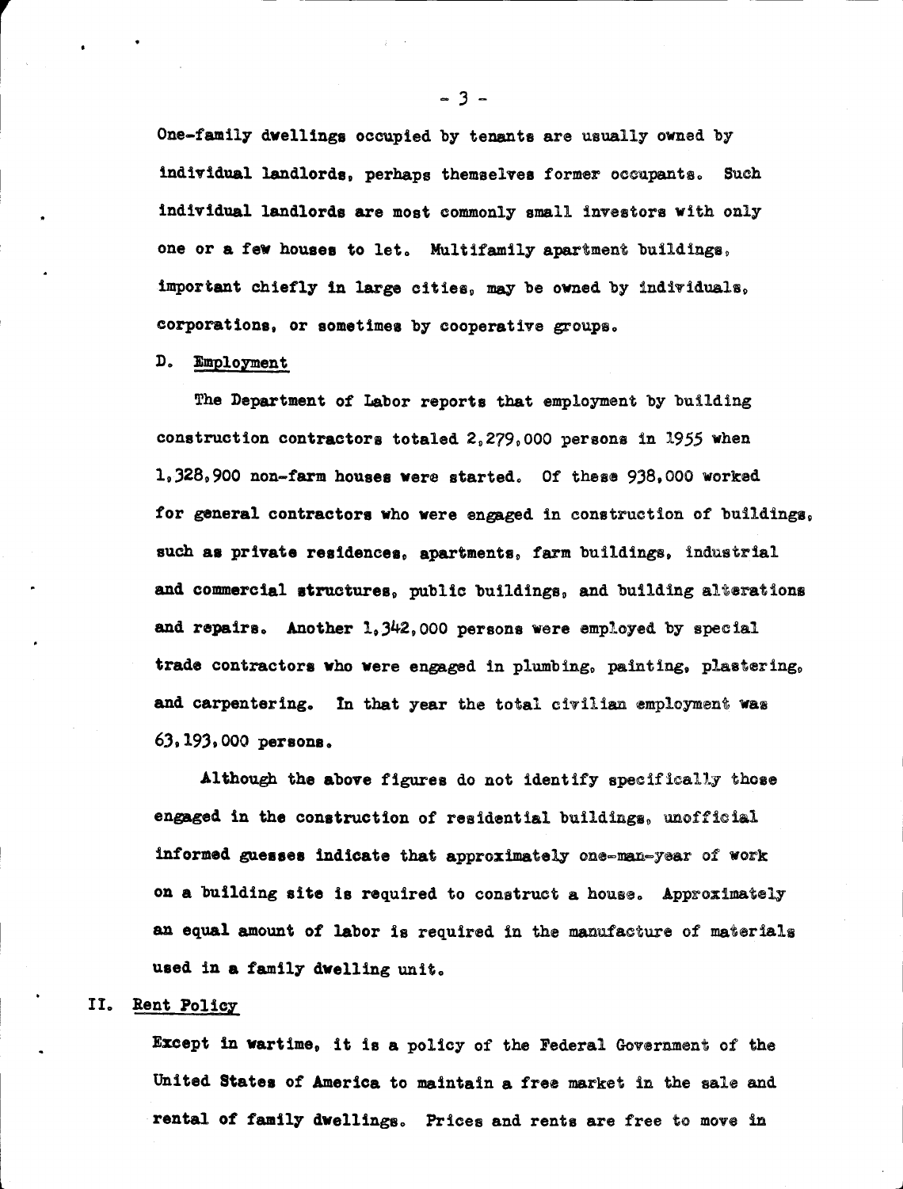One-family dwellings occupied by tenants are usually owned by individual landlords, perhaps themselves former occupants. Such individual landlords are most commonly small investors with only one or a few houses to let. Multifamily apartment buildings, important chiefly in large cities, may be owned by individuals, corporations, or sometimes by cooperative groups.

D. Employment

The Department of Labor reports that employment by building construction contractors totaled 2,279,000 persons in 1955 when 1,328,900 non-farm houses were started. Of these 938,000 worked for general contractors who were engaged in construction of buildings, such as private residences, apartments, farm buildings, industrial and commercial structures, public buildings, and building alterations and repairs. Another 1,342,000 persons were employed by special trade contractors who were engaged in plumbing, painting, plastering, and carpentering. In that year the total civilian employment was 63,193,000 persons.

Although the above figures do not identify specifically those engaged in the construction of residential buildings, unofficial informed guesses indicate that approximately one-man-year of work on a building site is required to construct a house. Approximately an equal amount of labor is required in the manufacture of materials used in a family dwelling unit.

## II. Rent Policy

Except in wartime, it is a policy of the Federal Government of the United States of America to maintain a free market in the sale and rental of family dwellings. Prices and rents are free to move in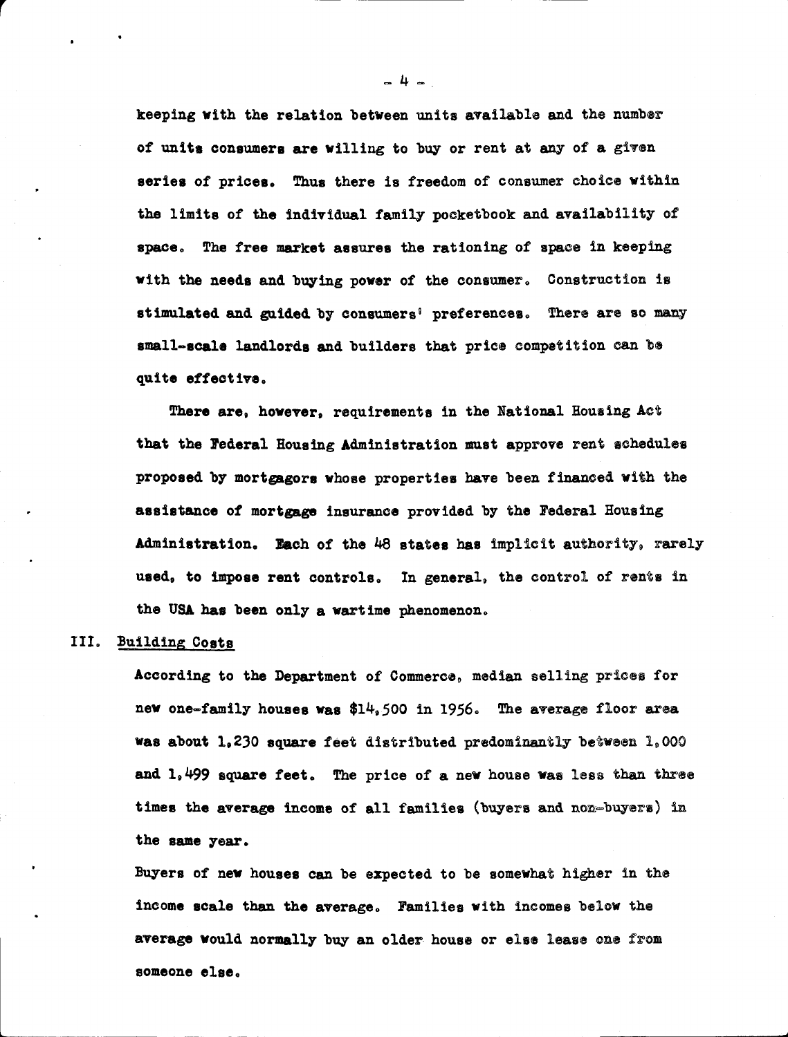keeping with the relation between units available and the number of units consumers are willing to buy or rent at any of a given series of prices. Thus there is freedom of consumer choice within the limits of the individual family pocketbook and availability of space. The free market assures the rationing of space in keeping with the needs and buying power of the consumer. Construction is stimulated and guided by consumers' preferences. There are so many small-scale landlords and builders that price competition can be quite effective.

There are, however, requirements in the National Housing Act that the Federal Housing Administration must approve rent schedules proposed by mortgagors whose properties have been financed with the assistance of mortgage insurance provided by the Federal Housing Administration. Each of the 48 states has implicit authority, rarely used, to impose rent controls. In general, the control of rents in the USA has been only a wartime phenomenon.

## III. Building Costs

According to the Department of Commerce, median selling prices for new one-family houses was $14,500 in 1956. The average floor area was about 1,230 square feet distributed predominantly between 1,000 and 1,499 square feet. The price of a new house was less than three times the average income of all families (buyers and non-buyers) in the same year.

Buyers of new houses can be expected to be somewhat higher in the income scale than the average. Families with incomes below the average would normally buy an older house or else lease one from someone else.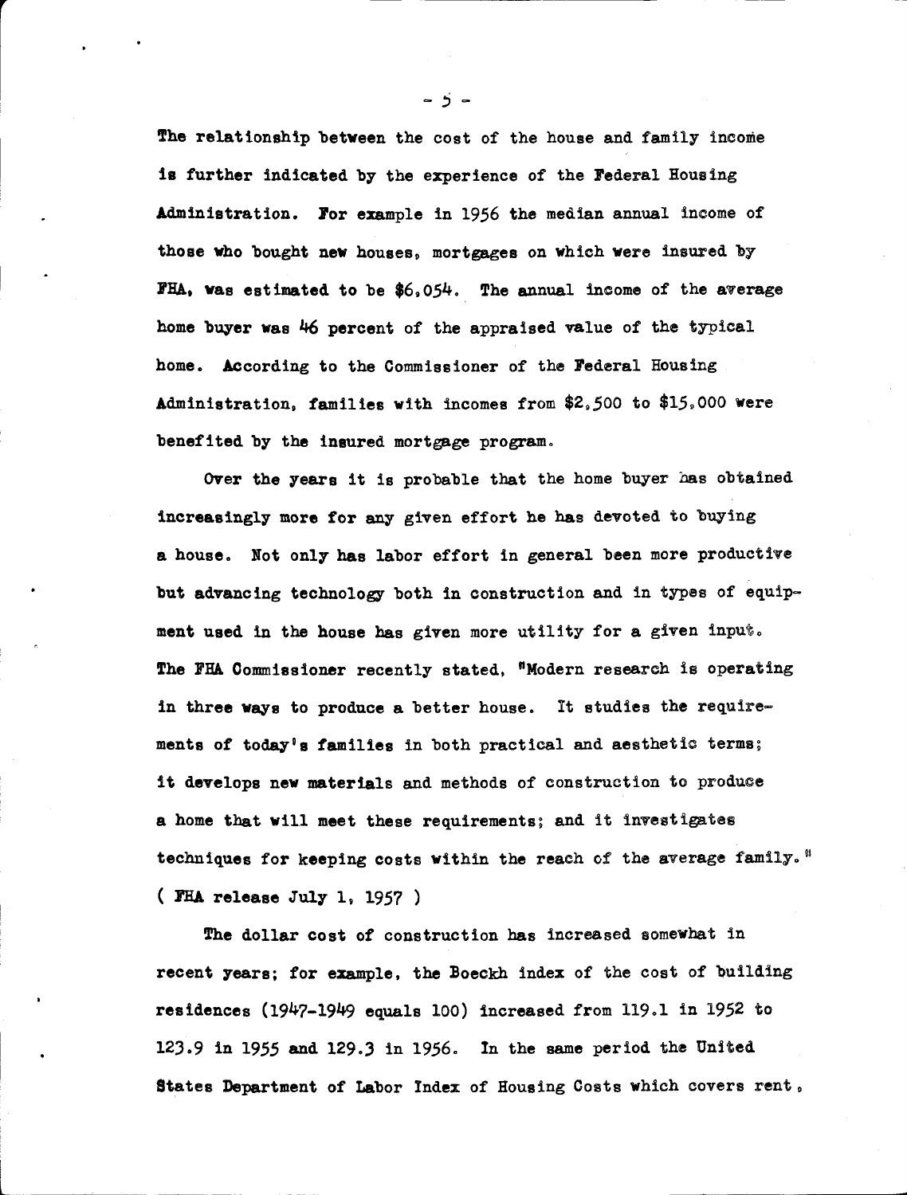The relationship between the cost of the house and family income is further indicated by the experience of the Federal Housing Administration. For example in 1956 the median annual income of those who bought new houses, mortgages on which were insured by FHA, was estimated to be $6,054. The annual income of the average home buyer was 46 percent of the appraised value of the typical home. According to the Commissioner of the Federal Housing Administration, families with incomes from $2,500 to $15,000 were benefited by the insured mortgage program.

Over the years it is probable that the home buyer has obtained increasingly more for any given effort he has devoted to buying a house. Not only has labor effort in general been more productive but advancing technology both in construction and in types of equipment used in the house has given more utility for a given input. The FHA Commissioner recently stated, "Modern research is operating in three ways to produce a better house. It studies the requirements of today's families in both practical and aesthetic terms; it develops new materials and methods of construction to produce a home that will meet these requirements; and it investigates techniques for keeping costs within the reach of the average family." ( FHA release July 1, 1957 )

The dollar cost of construction has increased somewhat in recent years; for example, the Boeckh index of the cost of building residences (1947-1949 equals 100) increased from 119.1 in 1952 to 123.9 in 1955 and 129.3 in 1956. In the same period the United States Department of Labor Index of Housing Costs which covers rent,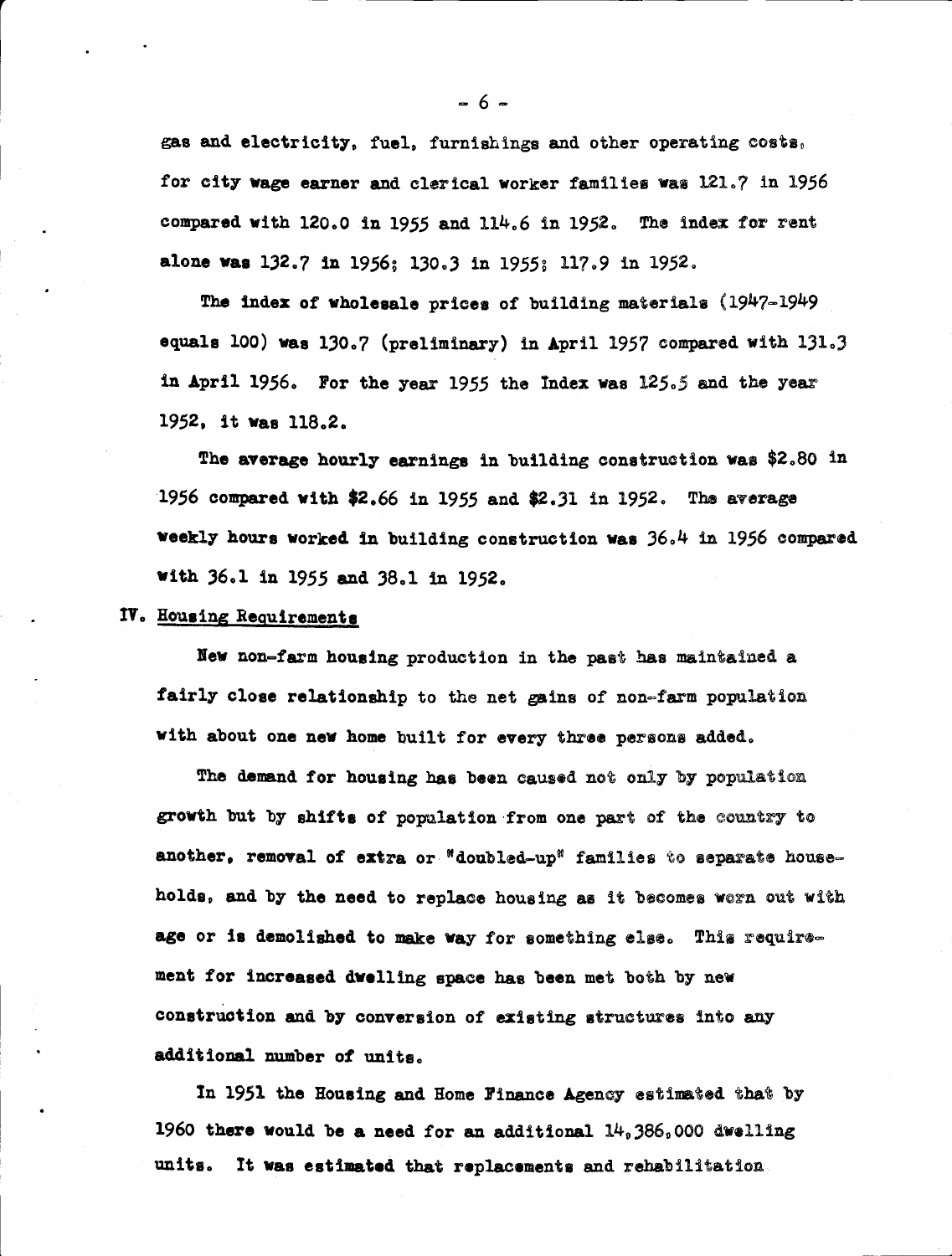gas and electricity, fuel, furnishings and other operating costs, for city wage earner and clerical worker families was 121.7 in 1956 compared with 120.0 in 1955 and 114.6 in 1952. The index for rent alone was 132.7 in 1956; 130.3 in 1955; 117.9 in 1952.

The index of wholesale prices of building materials (1947-1949 equals 100) was 130.7 (preliminary) in April 1957 compared with 131.3 in April 1956. For the year 1955 the Index was 125.5 and the year 1952, it was 118.2.

The average hourly earnings in building construction was $2.80 in 1956 compared with $2.66 in 1955 and $2.31 in 1952. The average weekly hours worked in building construction was 36.4 in 1956 compared with 36.1 in 1955 and 38.1 in 1952.

## IV. Housing Requirements

New non-farm housing production in the past has maintained a fairly close relationship to the net gains of non-farm population with about one new home built for every three persons added.

The demand for housing has been caused not only by population growth but by shifts of population from one part of the country to another, removal of extra or "doubled-up" families to separate households, and by the need to replace housing as it becomes worn out with age or is demolished to make way for something else. This requirement for increased dwelling space has been met both by new construction and by conversion of existing structures into any additional number of units.

In 1951 the Housing and Home Finance Agency estimated that by 1960 there would be a need for an additional 14,386,000 dwelling units. It was estimated that replacements and rehabilitation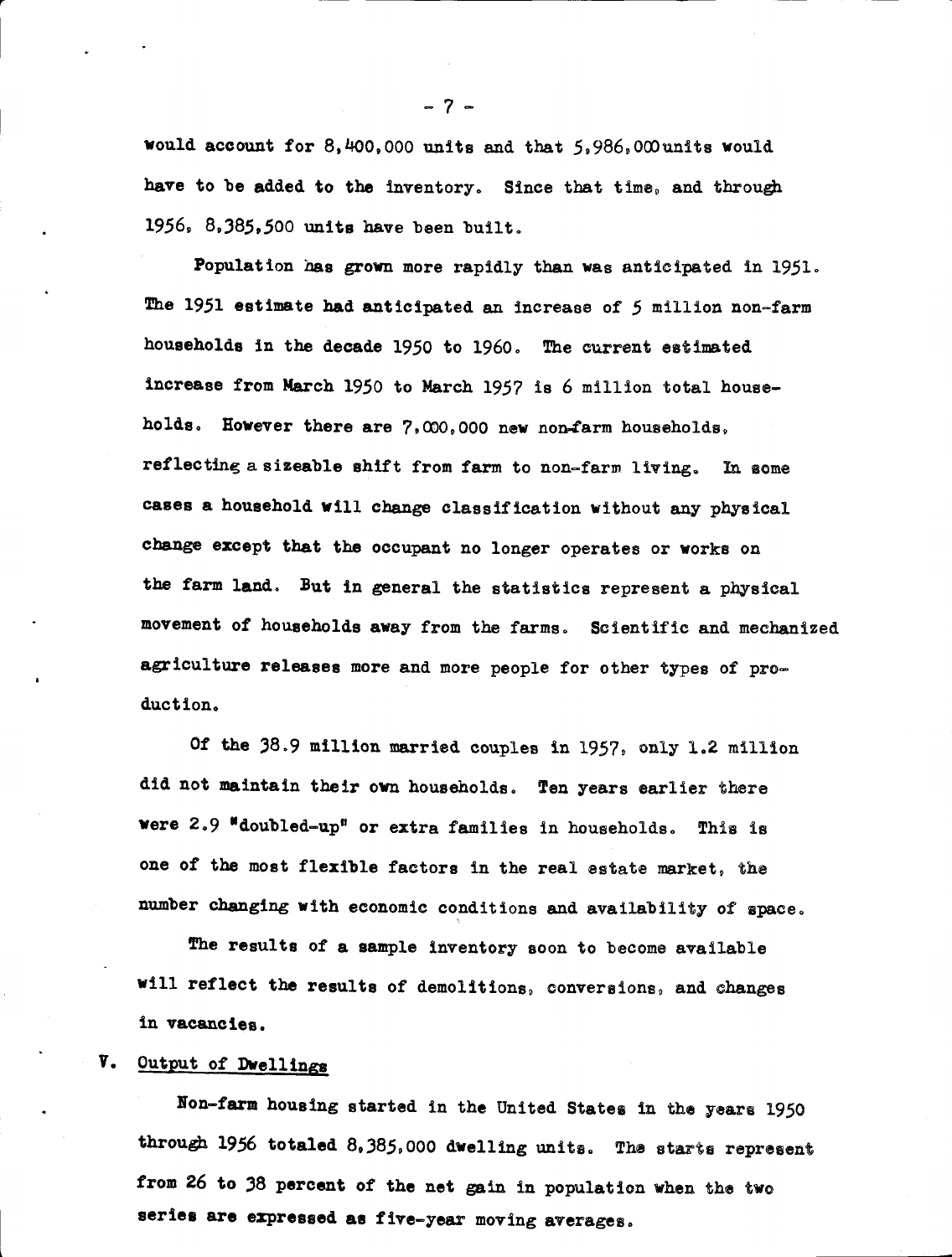would account for 8,400,000 units and that 5,986,000units would have to be added to the inventory. Since that time, and through 1956, 8,385,500 units have been built.

Population has grown more rapidly than was anticipated in 1951. The 1951 estimate had anticipated an increase of 5 million non-farm households in the decade 1950 to 1960. The current estimated increase from March 1950 to March 1957 is 6 million total households. However there are 7,000,000 new non-farm households, reflecting a sizeable shift from farm to non-farm living. In some cases a household will change classification without any physical change except that the occupant no longer operates or works on the farm land. But in general the statistics represent a physical movement of households away from the farms. Scientific and mechanized agriculture releases more and more people for other types of production.

Of the 38.9 million married couples in 1957, only 1.2 million did not maintain their own households. Ten years earlier there were 2.9 "doubled-up" or extra families in households. This is one of the most flexible factors in the real estate market, the number changing with economic conditions and availability of space.

The results of a sample inventory soon to become available will reflect the results of demolitions, conversions, and changes in vacancies.

## V. Output of Dwellings

Non-farm housing started in the United States in the years 1950 through 1956 totaled 8,385,000 dwelling units. The starts represent from 26 to 38 percent of the net gain in population when the two series are expressed as five-year moving averages.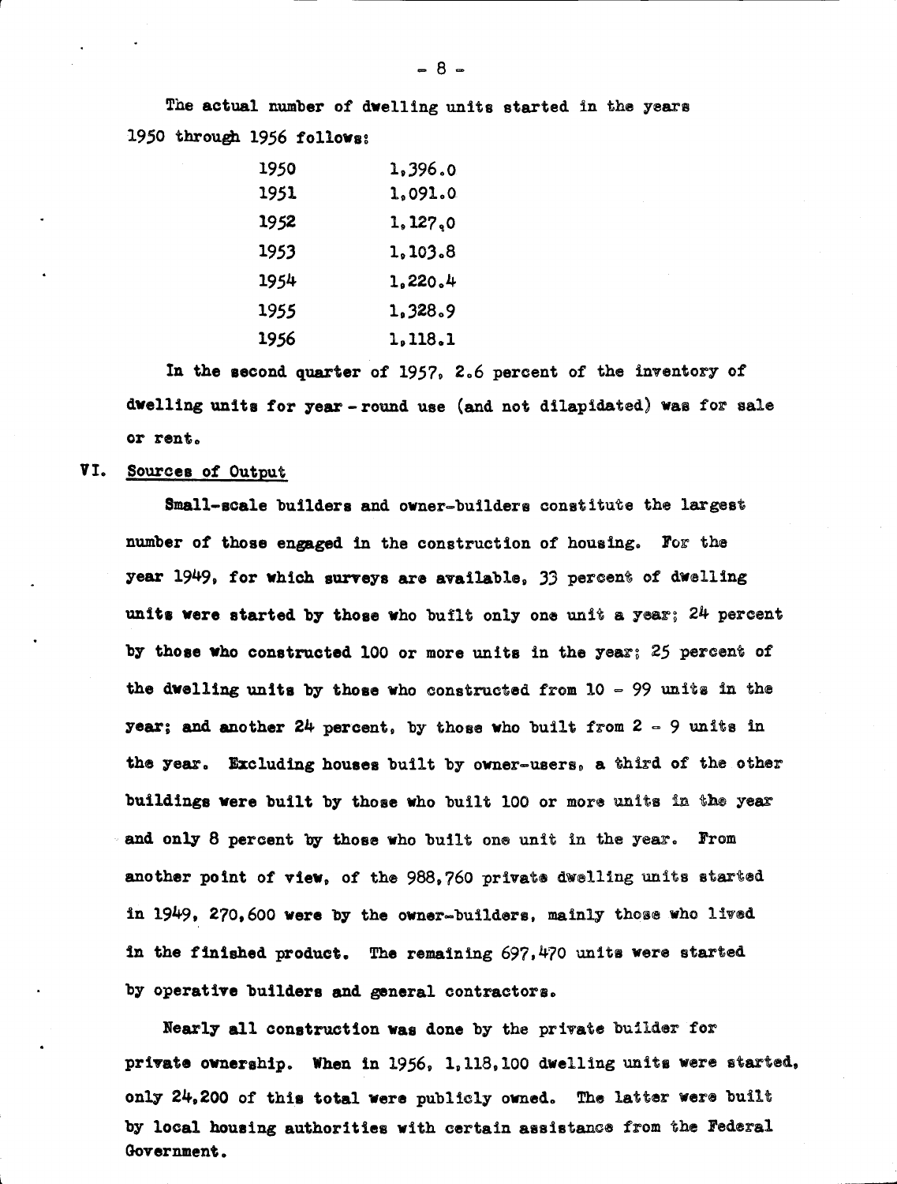The actual number of dwelling units started in the years 1950 through 1956 follows:

| | |
|---|---|
| 1950 | 1,396.0 |
| 1951 | 1,091.0 |
| 1952 | 1,127.0 |
| 1953 | 1,103.8 |
| 1954 | 1,220.4 |
| 1955 | 1,328.9 |
| 1956 | 1,118.1 |

In the second quarter of 1957, 2.6 percent of the inventory of dwelling units for year-round use (and not dilapidated) was for sale or rent.

## VI. Sources of Output

Small-scale builders and owner-builders constitute the largest number of those engaged in the construction of housing. For the year 1949, for which surveys are available, 33 percent of dwelling units were started by those who built only one unit a year; 24 percent by those who constructed 100 or more units in the year; 25 percent of the dwelling units by those who constructed from 10 - 99 units in the year; and another 24 percent, by those who built from 2 - 9 units in the year. Excluding houses built by owner-users, a third of the other buildings were built by those who built 100 or more units in the year and only 8 percent by those who built one unit in the year. From another point of view, of the 988,760 private dwelling units started in 1949, 270,600 were by the owner-builders, mainly those who lived in the finished product. The remaining 697,470 units were started by operative builders and general contractors.

Nearly all construction was done by the private builder for private ownership. When in 1956, 1,118,100 dwelling units were started, only 24,200 of this total were publicly owned. The latter were built by local housing authorities with certain assistance from the Federal Government.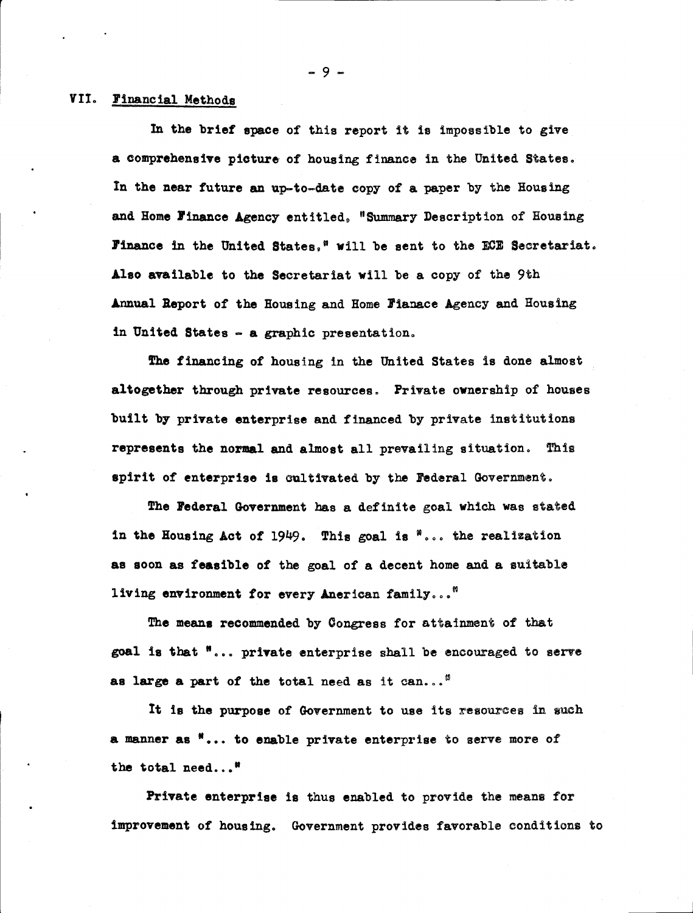## VII. Financial Methods

In the brief space of this report it is impossible to give a comprehensive picture of housing finance in the United States. In the near future an up-to-date copy of a paper by the Housing and Home Finance Agency entitled, "Summary Description of Housing Finance in the United States," will be sent to the ECE Secretariat. Also available to the Secretariat will be a copy of the 9th Annual Report of the Housing and Home Fianace Agency and Housing in United States - a graphic presentation.

The financing of housing in the United States is done almost altogether through private resources. Private ownership of houses built by private enterprise and financed by private institutions represents the normal and almost all prevailing situation. This spirit of enterprise is cultivated by the Federal Government.

The Federal Government has a definite goal which was stated in the Housing Act of 1949. This goal is "... the realization as soon as feasible of the goal of a decent home and a suitable living environment for every American family..."

The means recommended by Congress for attainment of that goal is that "... private enterprise shall be encouraged to serve as large a part of the total need as it can..."

It is the purpose of Government to use its resources in such a manner as "... to enable private enterprise to serve more of the total need..."

Private enterprise is thus enabled to provide the means for improvement of housing. Government provides favorable conditions to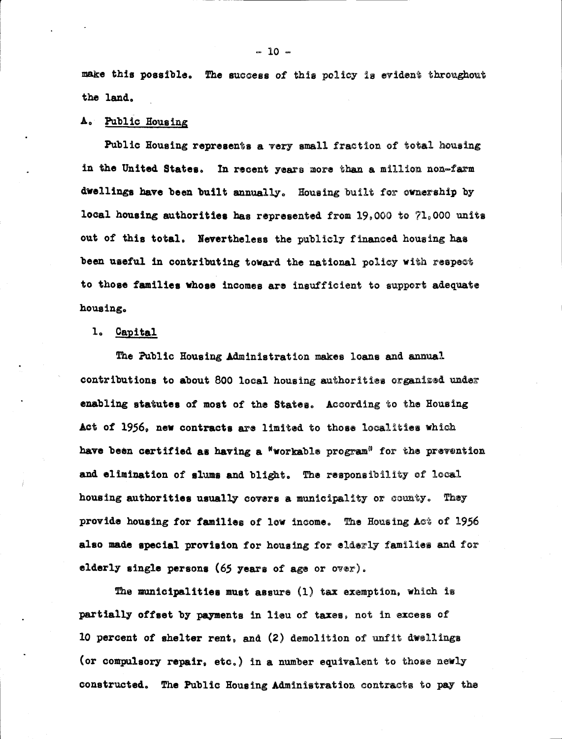make this possible. The success of this policy is evident throughout the land.

## A. Public Housing

Public Housing represents a very small fraction of total housing in the United States. In recent years more than a million non-farm dwellings have been built annually. Housing built for ownership by local housing authorities has represented from 19,000 to 71,000 units out of this total. Nevertheless the publicly financed housing has been useful in contributing toward the national policy with respect to those families whose incomes are insufficient to support adequate housing.

### 1. Capital

The Public Housing Administration makes loans and annual contributions to about 800 local housing authorities organized under enabling statutes of most of the States. According to the Housing Act of 1956, new contracts are limited to those localities which have been certified as having a "workable program" for the prevention and elimination of slums and blight. The responsibility of local housing authorities usually covers a municipality or county. They provide housing for families of low income. The Housing Act of 1956 also made special provision for housing for elderly families and for elderly single persons (65 years of age or over).

The municipalities must assure (1) tax exemption, which is partially offset by payments in lieu of taxes, not in excess of 10 percent of shelter rent, and (2) demolition of unfit dwellings (or compulsory repair, etc.) in a number equivalent to those newly constructed. The Public Housing Administration contracts to pay the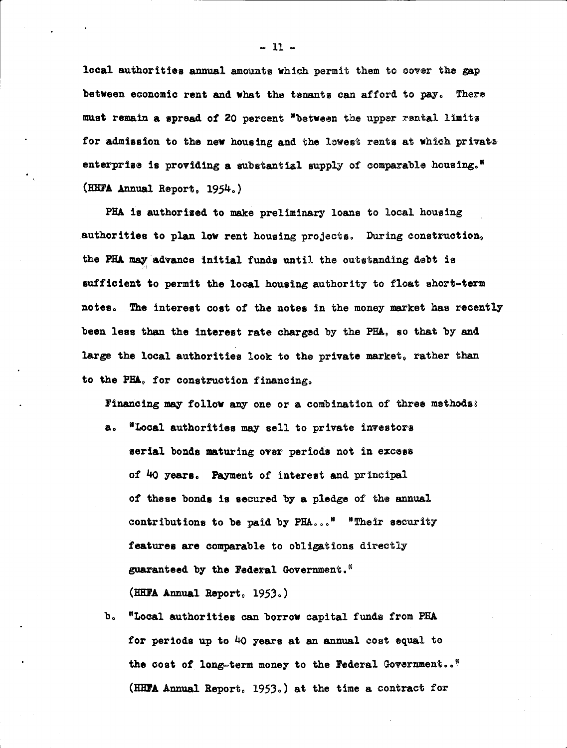local authorities annual amounts which permit them to cover the gap between economic rent and what the tenants can afford to pay. There must remain a spread of 20 percent "between the upper rental limits for admission to the new housing and the lowest rents at which private enterprise is providing a substantial supply of comparable housing." (HHFA Annual Report, 1954.)

PHA is authorized to make preliminary loans to local housing authorities to plan low rent housing projects. During construction, the PHA may advance initial funds until the outstanding debt is sufficient to permit the local housing authority to float short-term notes. The interest cost of the notes in the money market has recently been less than the interest rate charged by the PHA, so that by and large the local authorities look to the private market, rather than to the PHA, for construction financing.

Financing may follow any one or a combination of three methods:

a. "Local authorities may sell to private investors serial bonds maturing over periods not in excess of 40 years. Payment of interest and principal of these bonds is secured by a pledge of the annual contributions to be paid by PHA..." "Their security features are comparable to obligations directly guaranteed by the Federal Government." (HHFA Annual Report, 1953.)

b. "Local authorities can borrow capital funds from PHA for periods up to 40 years at an annual cost equal to the cost of long-term money to the Federal Government.." (HHFA Annual Report, 1953.) at the time a contract for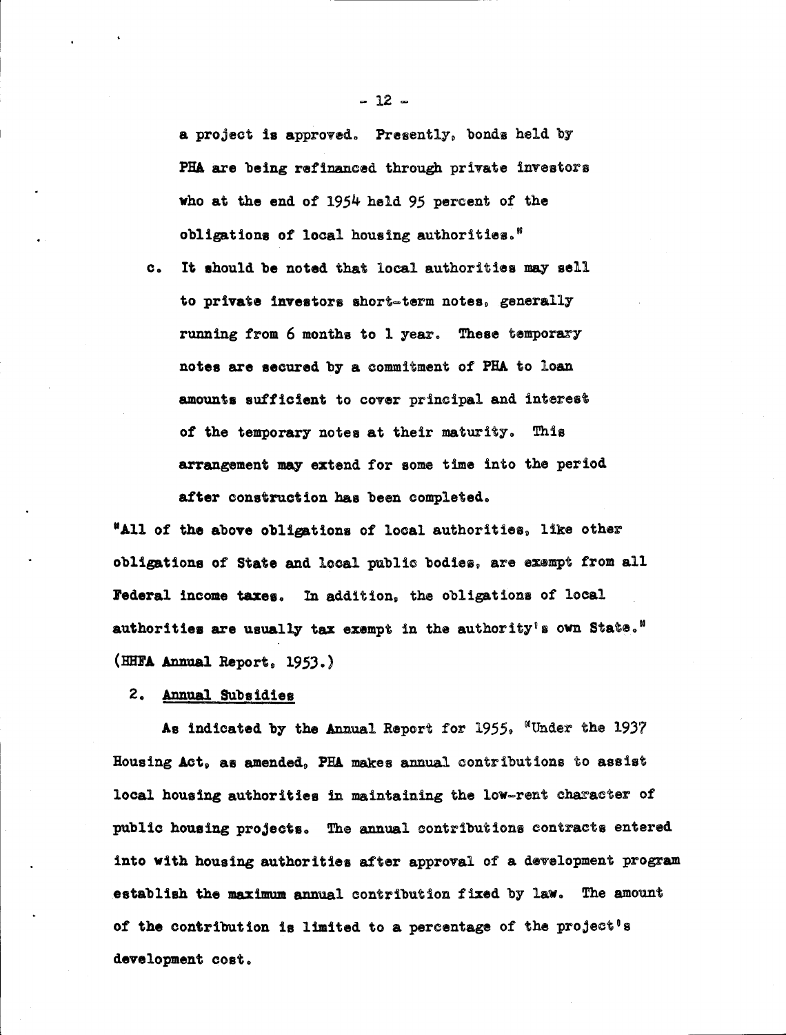a project is approved. Presently, bonds held by PHA are being refinanced through private investors who at the end of 1954 held 95 percent of the obligations of local housing authorities."

c. It should be noted that local authorities may sell to private investors short-term notes, generally running from 6 months to 1 year. These temporary notes are secured by a commitment of PHA to loan amounts sufficient to cover principal and interest of the temporary notes at their maturity. This arrangement may extend for some time into the period after construction has been completed.

"All of the above obligations of local authorities, like other obligations of State and local public bodies, are exempt from all Federal income taxes. In addition, the obligations of local authorities are usually tax exempt in the authority's own State." (HHFA Annual Report, 1953.)

## 2. Annual Subsidies

As indicated by the Annual Report for 1955, "Under the 1937 Housing Act, as amended, PHA makes annual contributions to assist local housing authorities in maintaining the low-rent character of public housing projects. The annual contributions contracts entered into with housing authorities after approval of a development program establish the maximum annual contribution fixed by law. The amount of the contribution is limited to a percentage of the project's development cost.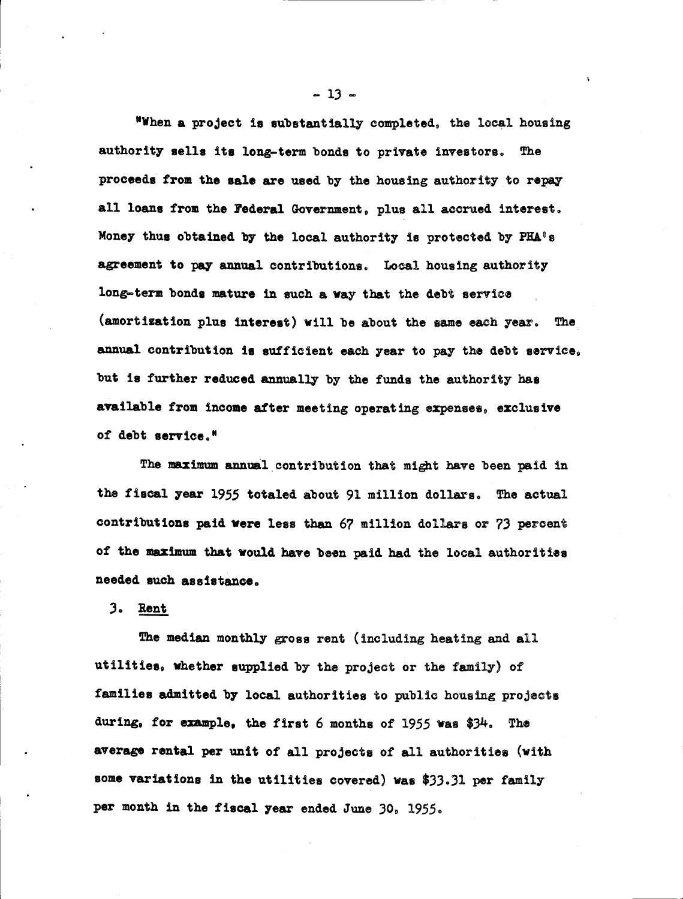"When a project is substantially completed, the local housing authority sells its long-term bonds to private investors. The proceeds from the sale are used by the housing authority to repay all loans from the Federal Government, plus all accrued interest. Money thus obtained by the local authority is protected by PHA's agreement to pay annual contributions. Local housing authority long-term bonds mature in such a way that the debt service (amortization plus interest) will be about the same each year. The annual contribution is sufficient each year to pay the debt service, but is further reduced annually by the funds the authority has available from income after meeting operating expenses, exclusive of debt service."

The maximum annual contribution that might have been paid in the fiscal year 1955 totaled about 91 million dollars. The actual contributions paid were less than 67 million dollars or 73 percent of the maximum that would have been paid had the local authorities needed such assistance.

3. Rent

The median monthly gross rent (including heating and all utilities, whether supplied by the project or the family) of families admitted by local authorities to public housing projects during, for example, the first 6 months of 1955 was $34. The average rental per unit of all projects of all authorities (with some variations in the utilities covered) was $33.31 per family per month in the fiscal year ended June 30, 1955.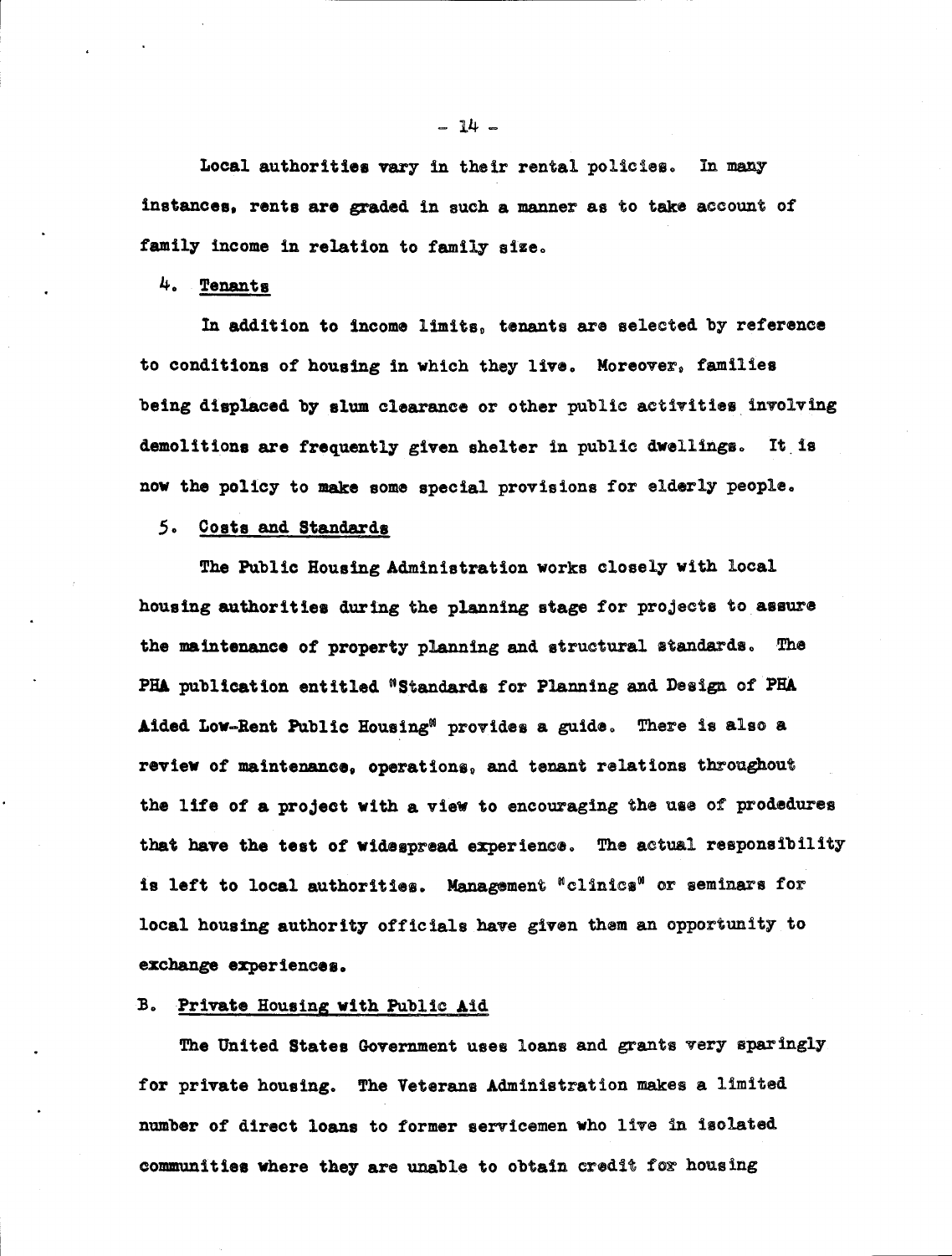Local authorities vary in their rental policies. In many instances, rents are graded in such a manner as to take account of family income in relation to family size.

### 4. Tenants

In addition to income limits, tenants are selected by reference to conditions of housing in which they live. Moreover, families being displaced by slum clearance or other public activities involving demolitions are frequently given shelter in public dwellings. It is now the policy to make some special provisions for elderly people.

### 5. Costs and Standards

The Public Housing Administration works closely with local housing authorities during the planning stage for projects to assure the maintenance of property planning and structural standards. The PHA publication entitled "Standards for Planning and Design of PHA Aided Low-Rent Public Housing" provides a guide. There is also a review of maintenance, operations, and tenant relations throughout the life of a project with a view to encouraging the use of prodedures that have the test of widespread experience. The actual responsibility is left to local authorities. Management "clinics" or seminars for local housing authority officials have given them an opportunity to exchange experiences.

## B. Private Housing with Public Aid

The United States Government uses loans and grants very sparingly for private housing. The Veterans Administration makes a limited number of direct loans to former servicemen who live in isolated communities where they are unable to obtain credit for housing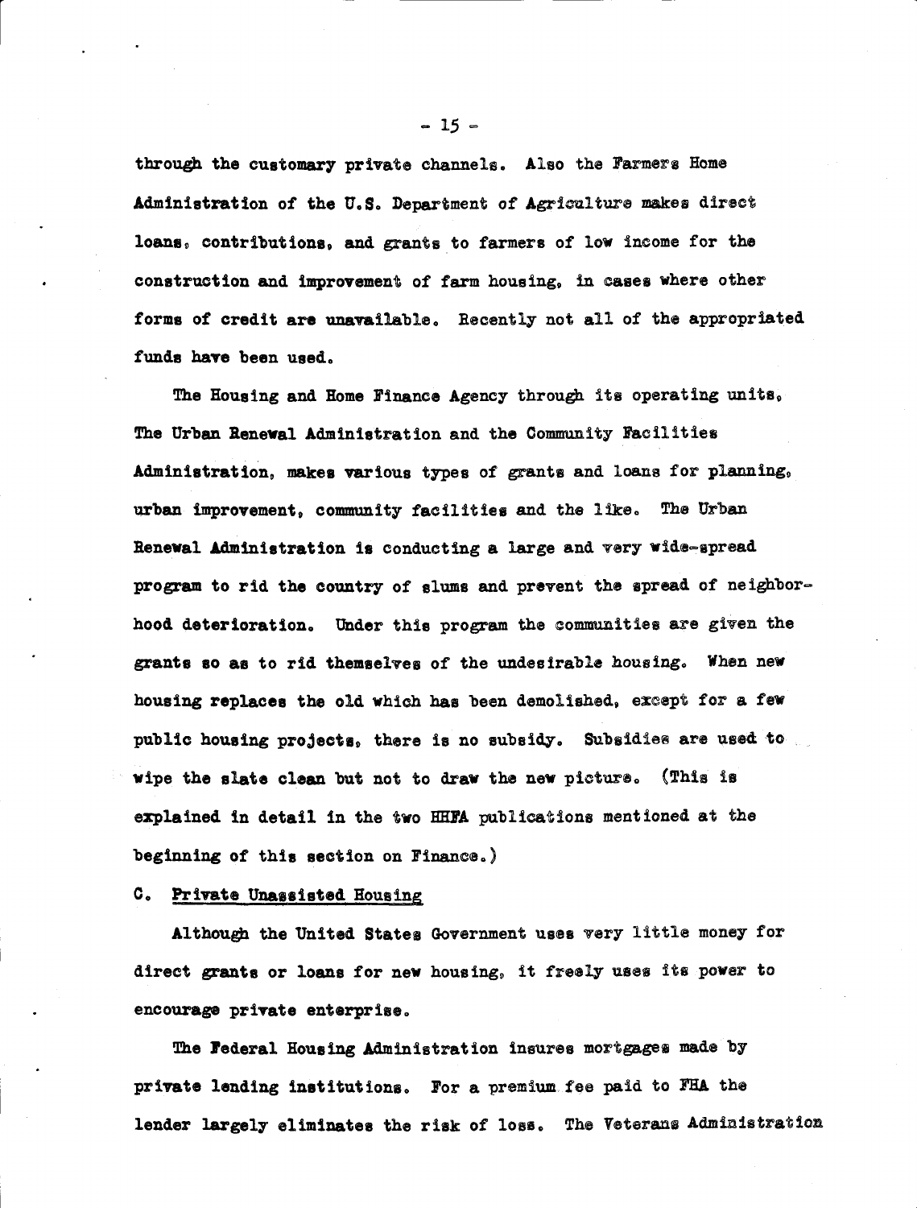through the customary private channels. Also the Farmers Home Administration of the U.S. Department of Agriculture makes direct loans, contributions, and grants to farmers of low income for the construction and improvement of farm housing, in cases where other forms of credit are unavailable. Recently not all of the appropriated funds have been used.

The Housing and Home Finance Agency through its operating units, The Urban Renewal Administration and the Community Facilities Administration, makes various types of grants and loans for planning, urban improvement, community facilities and the like. The Urban Renewal Administration is conducting a large and very wide-spread program to rid the country of slums and prevent the spread of neighborhood deterioration. Under this program the communities are given the grants so as to rid themselves of the undesirable housing. When new housing replaces the old which has been demolished, except for a few public housing projects, there is no subsidy. Subsidies are used to wipe the slate clean but not to draw the new picture. (This is explained in detail in the two HHFA publications mentioned at the beginning of this section on Finance.)

## C. Private Unassisted Housing

Although the United States Government uses very little money for direct grants or loans for new housing, it freely uses its power to encourage private enterprise.

The Federal Housing Administration insures mortgages made by private lending institutions. For a premium fee paid to FHA the lender largely eliminates the risk of loss. The Veterans Administration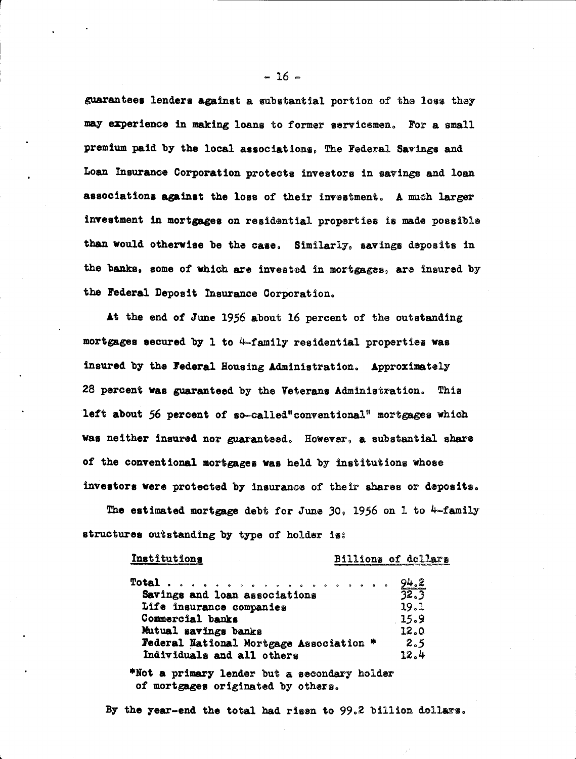guarantees lenders against a substantial portion of the loss they may experience in making loans to former servicemen. For a small premium paid by the local associations, The Federal Savings and Loan Insurance Corporation protects investors in savings and loan associations against the loss of their investment. A much larger investment in mortgages on residential properties is made possible than would otherwise be the case. Similarly, savings deposits in the banks, some of which are invested in mortgages, are insured by the Federal Deposit Insurance Corporation.

At the end of June 1956 about 16 percent of the outstanding mortgages secured by 1 to 4-family residential properties was insured by the Federal Housing Administration. Approximately 28 percent was guaranteed by the Veterans Administration. This left about 56 percent of so-called "conventional" mortgages which was neither insured nor guaranteed. However, a substantial share of the conventional mortgages was held by institutions whose investors were protected by insurance of their shares or deposits.

The estimated mortgage debt for June 30, 1956 on 1 to 4-family structures outstanding by type of holder is:

| Institutions | Billions of dollars |
|---|---|
| Total . . . . . . . . . . . . . . . . . . | 94.2 |
| Savings and loan associations | 32.3 |
| Life insurance companies | 19.1 |
| Commercial banks | 15.9 |
| Mutual savings banks | 12.0 |
| Federal National Mortgage Association * | 2.5 |
| Individuals and all others | 12.4 |

*Not a primary lender but a secondary holder of mortgages originated by others.

By the year-end the total had risen to 99.2 billion dollars.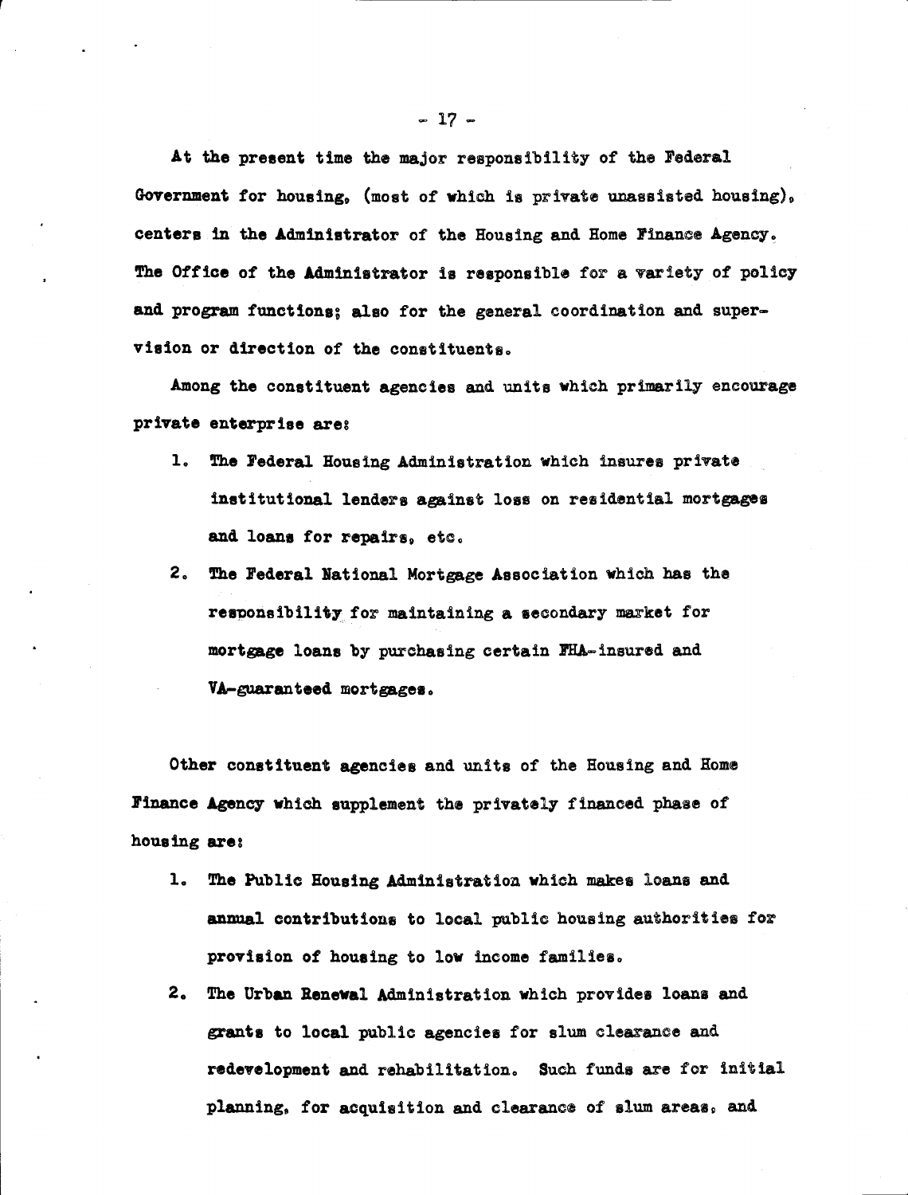At the present time the major responsibility of the Federal Government for housing, (most of which is private unassisted housing), centers in the Administrator of the Housing and Home Finance Agency. The Office of the Administrator is responsible for a variety of policy and program functions; also for the general coordination and supervision or direction of the constituents.

Among the constituent agencies and units which primarily encourage private enterprise are:

1. The Federal Housing Administration which insures private institutional lenders against loss on residential mortgages and loans for repairs, etc.
2. The Federal National Mortgage Association which has the responsibility for maintaining a secondary market for mortgage loans by purchasing certain FHA-insured and VA-guaranteed mortgages.

Other constituent agencies and units of the Housing and Home Finance Agency which supplement the privately financed phase of housing are:

1. The Public Housing Administration which makes loans and annual contributions to local public housing authorities for provision of housing to low income families.
2. The Urban Renewal Administration which provides loans and grants to local public agencies for slum clearance and redevelopment and rehabilitation. Such funds are for initial planning, for acquisition and clearance of slum areas, and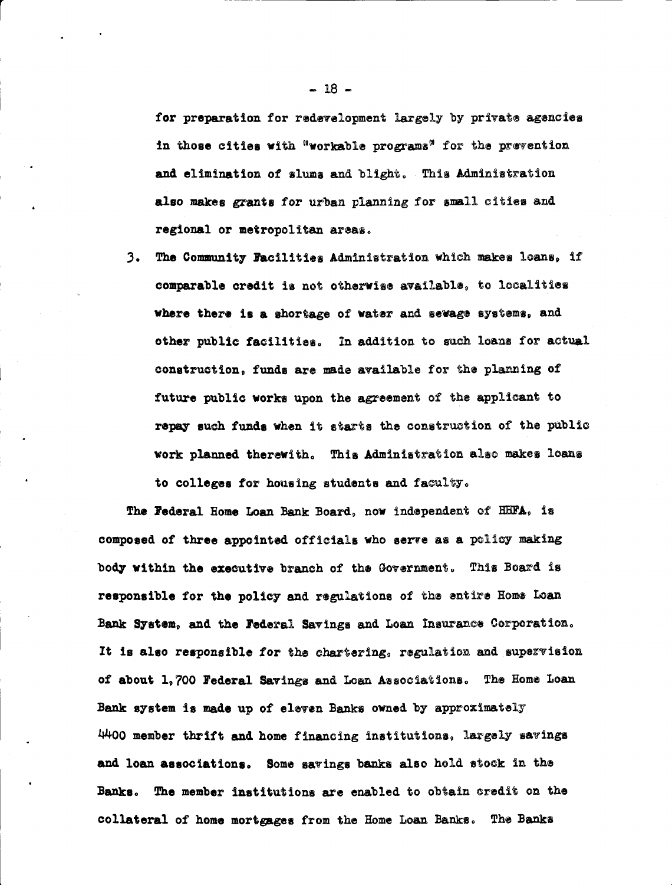for preparation for redevelopment largely by private agencies in those cities with "workable programs" for the prevention and elimination of slums and blight. This Administration also makes grants for urban planning for small cities and regional or metropolitan areas.

3. The Community Facilities Administration which makes loans, if comparable credit is not otherwise available, to localities where there is a shortage of water and sewage systems, and other public facilities. In addition to such loans for actual construction, funds are made available for the planning of future public works upon the agreement of the applicant to repay such funds when it starts the construction of the public work planned therewith. This Administration also makes loans to colleges for housing students and faculty.

The Federal Home Loan Bank Board, now independent of HHFA, is composed of three appointed officials who serve as a policy making body within the executive branch of the Government. This Board is responsible for the policy and regulations of the entire Home Loan Bank System, and the Federal Savings and Loan Insurance Corporation. It is also responsible for the chartering, regulation and supervision of about 1,700 Federal Savings and Loan Associations. The Home Loan Bank system is made up of eleven Banks owned by approximately 4400 member thrift and home financing institutions, largely savings and loan associations. Some savings banks also hold stock in the Banks. The member institutions are enabled to obtain credit on the collateral of home mortgages from the Home Loan Banks. The Banks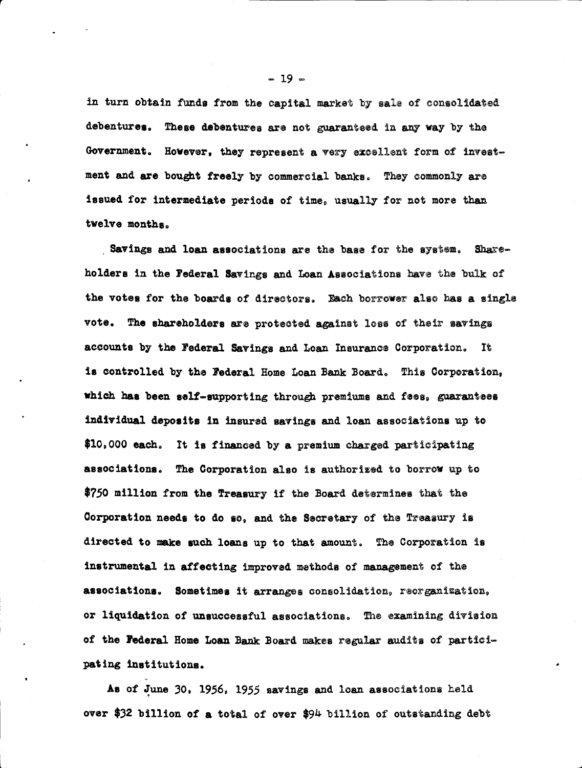in turn obtain funds from the capital market by sale of consolidated debentures. These debentures are not guaranteed in any way by the Government. However, they represent a very excellent form of investment and are bought freely by commercial banks. They commonly are issued for intermediate periods of time, usually for not more than twelve months.

Savings and loan associations are the base for the system. Shareholders in the Federal Savings and Loan Associations have the bulk of the votes for the boards of directors. Each borrower also has a single vote. The shareholders are protected against loss of their savings accounts by the Federal Savings and Loan Insurance Corporation. It is controlled by the Federal Home Loan Bank Board. This Corporation, which has been self-supporting through premiums and fees, guarantees individual deposits in insured savings and loan associations up to $10,000 each. It is financed by a premium charged participating associations. The Corporation also is authorized to borrow up to $750 million from the Treasury if the Board determines that the Corporation needs to do so, and the Secretary of the Treasury is directed to make such loans up to that amount. The Corporation is instrumental in affecting improved methods of management of the associations. Sometimes it arranges consolidation, reorganization, or liquidation of unsuccessful associations. The examining division of the Federal Home Loan Bank Board makes regular audits of participating institutions.

As of June 30, 1956, 1955 savings and loan associations held over $32 billion of a total of over $94 billion of outstanding debt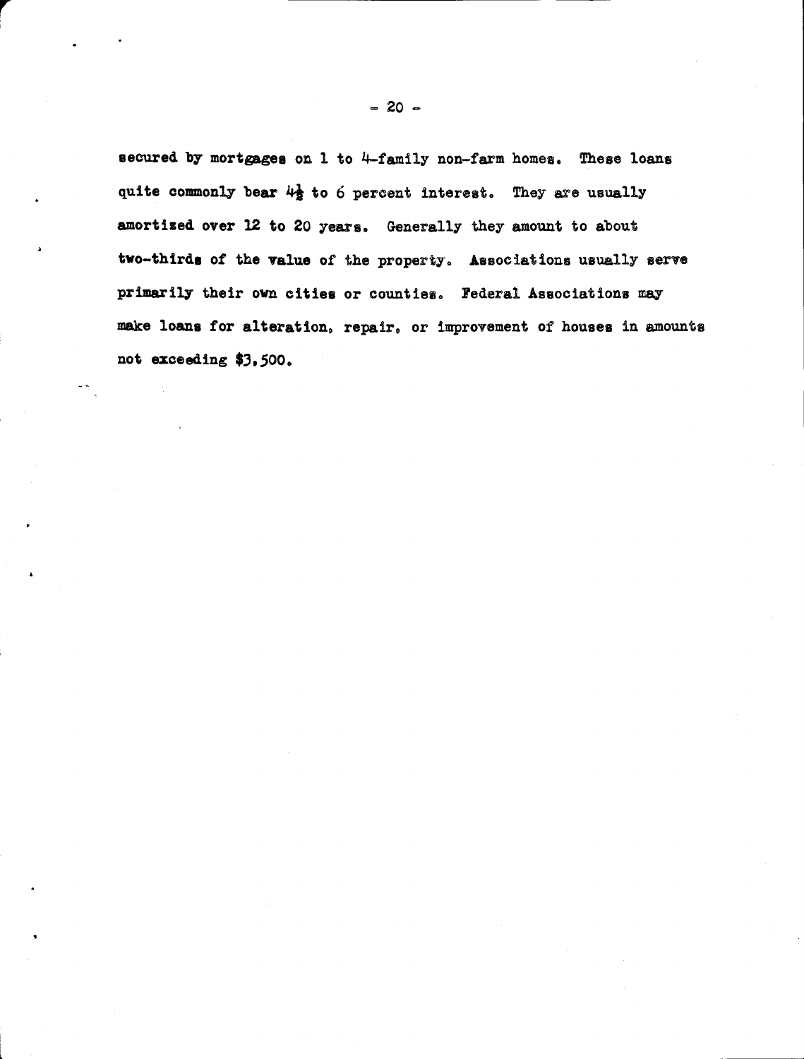secured by mortgages on 1 to 4-family non-farm homes. These loans quite commonly bear 4½ to 6 percent interest. They are usually amortized over 12 to 20 years. Generally they amount to about two-thirds of the value of the property. Associations usually serve primarily their own cities or counties. Federal Associations may make loans for alteration, repair, or improvement of houses in amounts not exceeding $3,500.